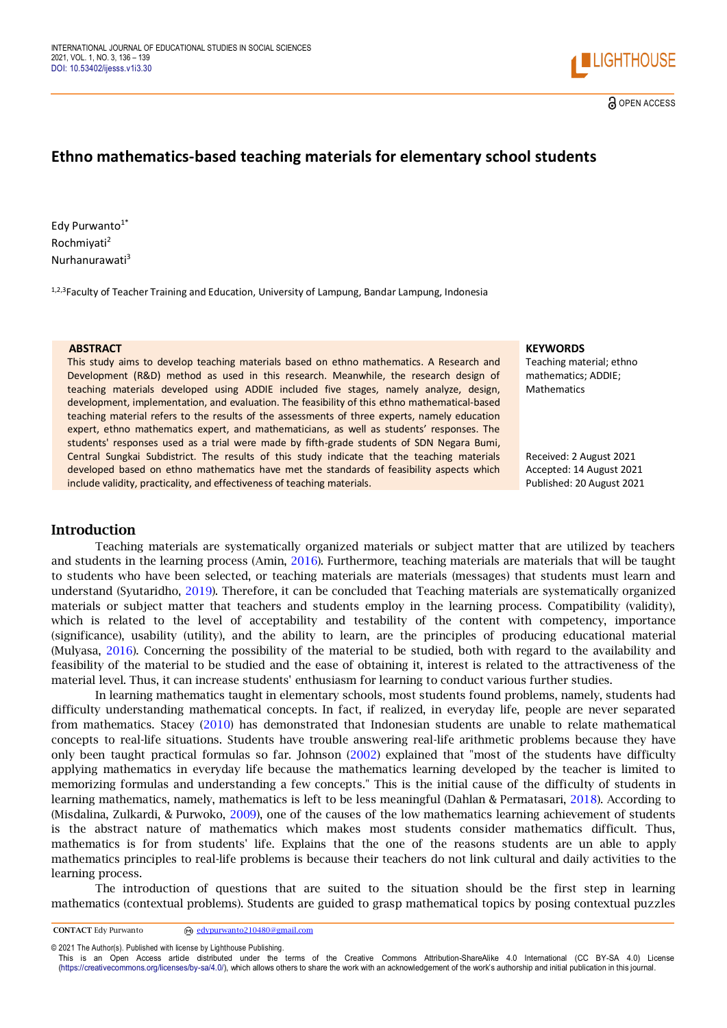# Ethno mathematics-based teaching materials for elementary school students

Edy Purwanto[1*]
Rochmiyati[2]
Nurhanurawati[3]

[1,2,3]Faculty of Teacher Training and Education, University of Lampung, Bandar Lampung, Indonesia

**ABSTRACT**

This study aims to develop teaching materials based on ethno mathematics. A Research and Development (R&D) method as used in this research. Meanwhile, the research design of teaching materials developed using ADDIE included five stages, namely analyze, design, development, implementation, and evaluation. The feasibility of this ethno mathematical-based teaching material refers to the results of the assessments of three experts, namely education expert, ethno mathematics expert, and mathematicians, as well as students' responses. The students' responses used as a trial were made by fifth-grade students of SDN Negara Bumi, Central Sungkai Subdistrict. The results of this study indicate that the teaching materials developed based on ethno mathematics have met the standards of feasibility aspects which include validity, practicality, and effectiveness of teaching materials.

**KEYWORDS**

Teaching material; ethno mathematics; ADDIE; Mathematics

Received: 2 August 2021
Accepted: 14 August 2021
Published: 20 August 2021

## Introduction

Teaching materials are systematically organized materials or subject matter that are utilized by teachers and students in the learning process (Amin, 2016). Furthermore, teaching materials are materials that will be taught to students who have been selected, or teaching materials are materials (messages) that students must learn and understand (Syutaridho, 2019). Therefore, it can be concluded that Teaching materials are systematically organized materials or subject matter that teachers and students employ in the learning process. Compatibility (validity), which is related to the level of acceptability and testability of the content with competency, importance (significance), usability (utility), and the ability to learn, are the principles of producing educational material (Mulyasa, 2016). Concerning the possibility of the material to be studied, both with regard to the availability and feasibility of the material to be studied and the ease of obtaining it, interest is related to the attractiveness of the material level. Thus, it can increase students' enthusiasm for learning to conduct various further studies.

In learning mathematics taught in elementary schools, most students found problems, namely, students had difficulty understanding mathematical concepts. In fact, if realized, in everyday life, people are never separated from mathematics. Stacey (2010) has demonstrated that Indonesian students are unable to relate mathematical concepts to real-life situations. Students have trouble answering real-life arithmetic problems because they have only been taught practical formulas so far. Johnson (2002) explained that "most of the students have difficulty applying mathematics in everyday life because the mathematics learning developed by the teacher is limited to memorizing formulas and understanding a few concepts." This is the initial cause of the difficulty of students in learning mathematics, namely, mathematics is left to be less meaningful (Dahlan & Permatasari, 2018). According to (Misdalina, Zulkardi, & Purwoko, 2009), one of the causes of the low mathematics learning achievement of students is the abstract nature of mathematics which makes most students consider mathematics difficult. Thus, mathematics is for from students' life. Explains that the one of the reasons students are un able to apply mathematics principles to real-life problems is because their teachers do not link cultural and daily activities to the learning process.

The introduction of questions that are suited to the situation should be the first step in learning mathematics (contextual problems). Students are guided to grasp mathematical topics by posing contextual puzzles

**CONTACT** Edy Purwanto edypurwanto210480@gmail.com

© 2021 The Author(s). Published with license by Lighthouse Publishing.
This is an Open Access article distributed under the terms of the Creative Commons Attribution-ShareAlike 4.0 International (CC BY-SA 4.0) License (https://creativecommons.org/licenses/by-sa/4.0/), which allows others to share the work with an acknowledgement of the work's authorship and initial publication in this journal.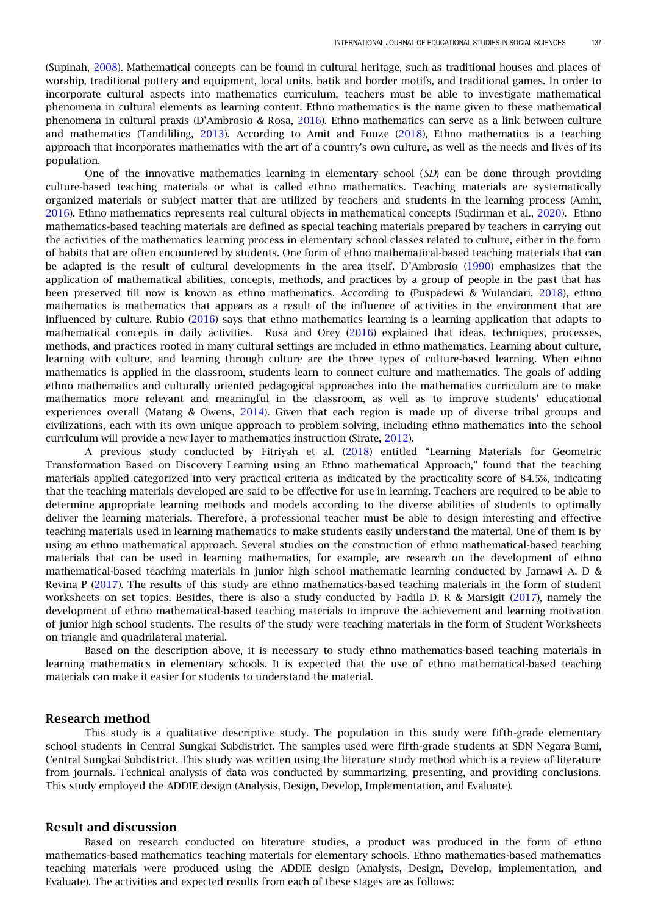(Supinah, 2008). Mathematical concepts can be found in cultural heritage, such as traditional houses and places of worship, traditional pottery and equipment, local units, batik and border motifs, and traditional games. In order to incorporate cultural aspects into mathematics curriculum, teachers must be able to investigate mathematical phenomena in cultural elements as learning content. Ethno mathematics is the name given to these mathematical phenomena in cultural praxis (D'Ambrosio & Rosa, 2016). Ethno mathematics can serve as a link between culture and mathematics (Tandililing, 2013). According to Amit and Fouze (2018), Ethno mathematics is a teaching approach that incorporates mathematics with the art of a country's own culture, as well as the needs and lives of its population.

One of the innovative mathematics learning in elementary school (*SD*) can be done through providing culture-based teaching materials or what is called ethno mathematics. Teaching materials are systematically organized materials or subject matter that are utilized by teachers and students in the learning process (Amin, 2016). Ethno mathematics represents real cultural objects in mathematical concepts (Sudirman et al., 2020). Ethno mathematics-based teaching materials are defined as special teaching materials prepared by teachers in carrying out the activities of the mathematics learning process in elementary school classes related to culture, either in the form of habits that are often encountered by students. One form of ethno mathematical-based teaching materials that can be adapted is the result of cultural developments in the area itself. D'Ambrosio (1990) emphasizes that the application of mathematical abilities, concepts, methods, and practices by a group of people in the past that has been preserved till now is known as ethno mathematics. According to (Puspadewi & Wulandari, 2018), ethno mathematics is mathematics that appears as a result of the influence of activities in the environment that are influenced by culture. Rubio (2016) says that ethno mathematics learning is a learning application that adapts to mathematical concepts in daily activities. Rosa and Orey (2016) explained that ideas, techniques, processes, methods, and practices rooted in many cultural settings are included in ethno mathematics. Learning about culture, learning with culture, and learning through culture are the three types of culture-based learning. When ethno mathematics is applied in the classroom, students learn to connect culture and mathematics. The goals of adding ethno mathematics and culturally oriented pedagogical approaches into the mathematics curriculum are to make mathematics more relevant and meaningful in the classroom, as well as to improve students' educational experiences overall (Matang & Owens, 2014). Given that each region is made up of diverse tribal groups and civilizations, each with its own unique approach to problem solving, including ethno mathematics into the school curriculum will provide a new layer to mathematics instruction (Sirate, 2012).

A previous study conducted by Fitriyah et al. (2018) entitled "Learning Materials for Geometric Transformation Based on Discovery Learning using an Ethno mathematical Approach," found that the teaching materials applied categorized into very practical criteria as indicated by the practicality score of 84.5%, indicating that the teaching materials developed are said to be effective for use in learning. Teachers are required to be able to determine appropriate learning methods and models according to the diverse abilities of students to optimally deliver the learning materials. Therefore, a professional teacher must be able to design interesting and effective teaching materials used in learning mathematics to make students easily understand the material. One of them is by using an ethno mathematical approach. Several studies on the construction of ethno mathematical-based teaching materials that can be used in learning mathematics, for example, are research on the development of ethno mathematical-based teaching materials in junior high school mathematic learning conducted by Jarnawi A. D & Revina P (2017). The results of this study are ethno mathematics-based teaching materials in the form of student worksheets on set topics. Besides, there is also a study conducted by Fadila D. R & Marsigit (2017), namely the development of ethno mathematical-based teaching materials to improve the achievement and learning motivation of junior high school students. The results of the study were teaching materials in the form of Student Worksheets on triangle and quadrilateral material.

Based on the description above, it is necessary to study ethno mathematics-based teaching materials in learning mathematics in elementary schools. It is expected that the use of ethno mathematical-based teaching materials can make it easier for students to understand the material.

## Research method

This study is a qualitative descriptive study. The population in this study were fifth-grade elementary school students in Central Sungkai Subdistrict. The samples used were fifth-grade students at SDN Negara Bumi, Central Sungkai Subdistrict. This study was written using the literature study method which is a review of literature from journals. Technical analysis of data was conducted by summarizing, presenting, and providing conclusions. This study employed the ADDIE design (Analysis, Design, Develop, Implementation, and Evaluate).

## Result and discussion

Based on research conducted on literature studies, a product was produced in the form of ethno mathematics-based mathematics teaching materials for elementary schools. Ethno mathematics-based mathematics teaching materials were produced using the ADDIE design (Analysis, Design, Develop, implementation, and Evaluate). The activities and expected results from each of these stages are as follows: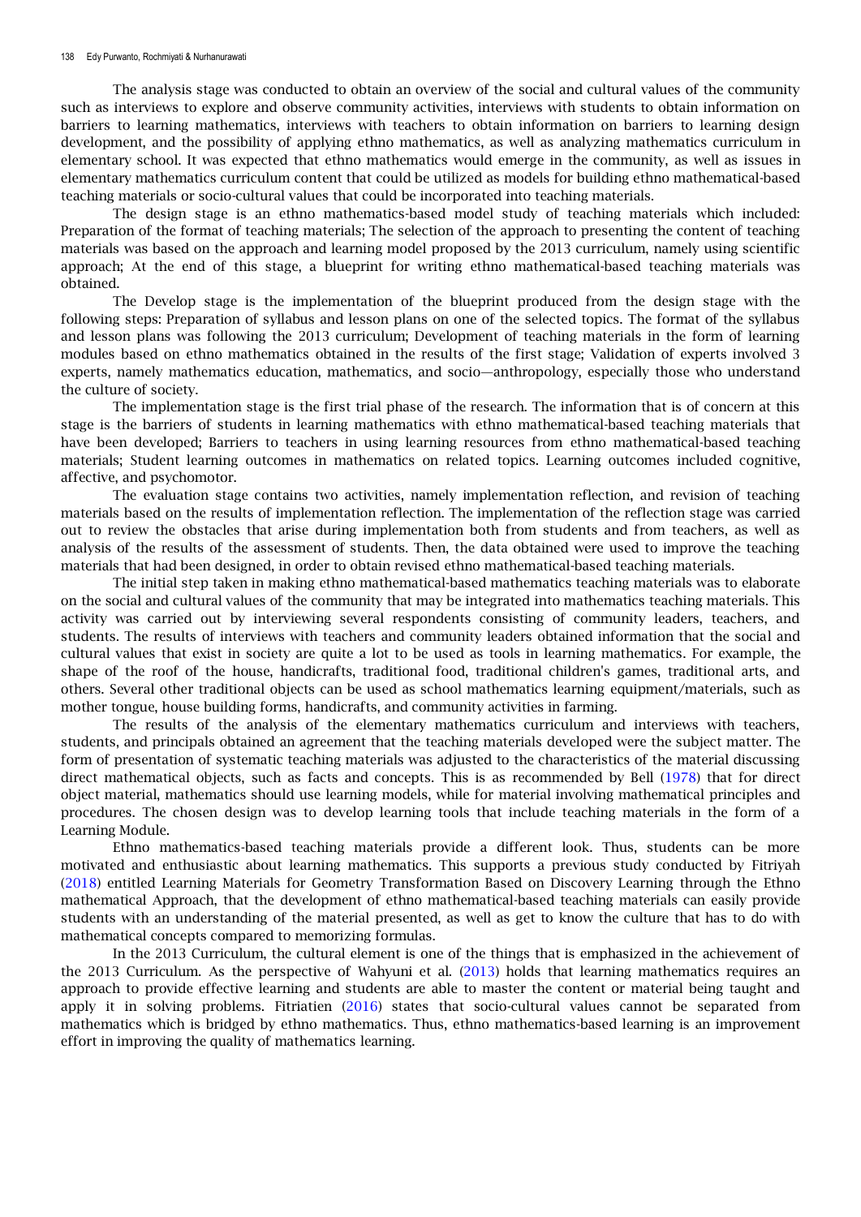The analysis stage was conducted to obtain an overview of the social and cultural values of the community such as interviews to explore and observe community activities, interviews with students to obtain information on barriers to learning mathematics, interviews with teachers to obtain information on barriers to learning design development, and the possibility of applying ethno mathematics, as well as analyzing mathematics curriculum in elementary school. It was expected that ethno mathematics would emerge in the community, as well as issues in elementary mathematics curriculum content that could be utilized as models for building ethno mathematical-based teaching materials or socio-cultural values that could be incorporated into teaching materials.

The design stage is an ethno mathematics-based model study of teaching materials which included: Preparation of the format of teaching materials; The selection of the approach to presenting the content of teaching materials was based on the approach and learning model proposed by the 2013 curriculum, namely using scientific approach; At the end of this stage, a blueprint for writing ethno mathematical-based teaching materials was obtained.

The Develop stage is the implementation of the blueprint produced from the design stage with the following steps: Preparation of syllabus and lesson plans on one of the selected topics. The format of the syllabus and lesson plans was following the 2013 curriculum; Development of teaching materials in the form of learning modules based on ethno mathematics obtained in the results of the first stage; Validation of experts involved 3 experts, namely mathematics education, mathematics, and socio—anthropology, especially those who understand the culture of society.

The implementation stage is the first trial phase of the research. The information that is of concern at this stage is the barriers of students in learning mathematics with ethno mathematical-based teaching materials that have been developed; Barriers to teachers in using learning resources from ethno mathematical-based teaching materials; Student learning outcomes in mathematics on related topics. Learning outcomes included cognitive, affective, and psychomotor.

The evaluation stage contains two activities, namely implementation reflection, and revision of teaching materials based on the results of implementation reflection. The implementation of the reflection stage was carried out to review the obstacles that arise during implementation both from students and from teachers, as well as analysis of the results of the assessment of students. Then, the data obtained were used to improve the teaching materials that had been designed, in order to obtain revised ethno mathematical-based teaching materials.

The initial step taken in making ethno mathematical-based mathematics teaching materials was to elaborate on the social and cultural values of the community that may be integrated into mathematics teaching materials. This activity was carried out by interviewing several respondents consisting of community leaders, teachers, and students. The results of interviews with teachers and community leaders obtained information that the social and cultural values that exist in society are quite a lot to be used as tools in learning mathematics. For example, the shape of the roof of the house, handicrafts, traditional food, traditional children's games, traditional arts, and others. Several other traditional objects can be used as school mathematics learning equipment/materials, such as mother tongue, house building forms, handicrafts, and community activities in farming.

The results of the analysis of the elementary mathematics curriculum and interviews with teachers, students, and principals obtained an agreement that the teaching materials developed were the subject matter. The form of presentation of systematic teaching materials was adjusted to the characteristics of the material discussing direct mathematical objects, such as facts and concepts. This is as recommended by Bell (1978) that for direct object material, mathematics should use learning models, while for material involving mathematical principles and procedures. The chosen design was to develop learning tools that include teaching materials in the form of a Learning Module.

Ethno mathematics-based teaching materials provide a different look. Thus, students can be more motivated and enthusiastic about learning mathematics. This supports a previous study conducted by Fitriyah (2018) entitled Learning Materials for Geometry Transformation Based on Discovery Learning through the Ethno mathematical Approach, that the development of ethno mathematical-based teaching materials can easily provide students with an understanding of the material presented, as well as get to know the culture that has to do with mathematical concepts compared to memorizing formulas.

In the 2013 Curriculum, the cultural element is one of the things that is emphasized in the achievement of the 2013 Curriculum. As the perspective of Wahyuni et al. (2013) holds that learning mathematics requires an approach to provide effective learning and students are able to master the content or material being taught and apply it in solving problems. Fitriatien (2016) states that socio-cultural values cannot be separated from mathematics which is bridged by ethno mathematics. Thus, ethno mathematics-based learning is an improvement effort in improving the quality of mathematics learning.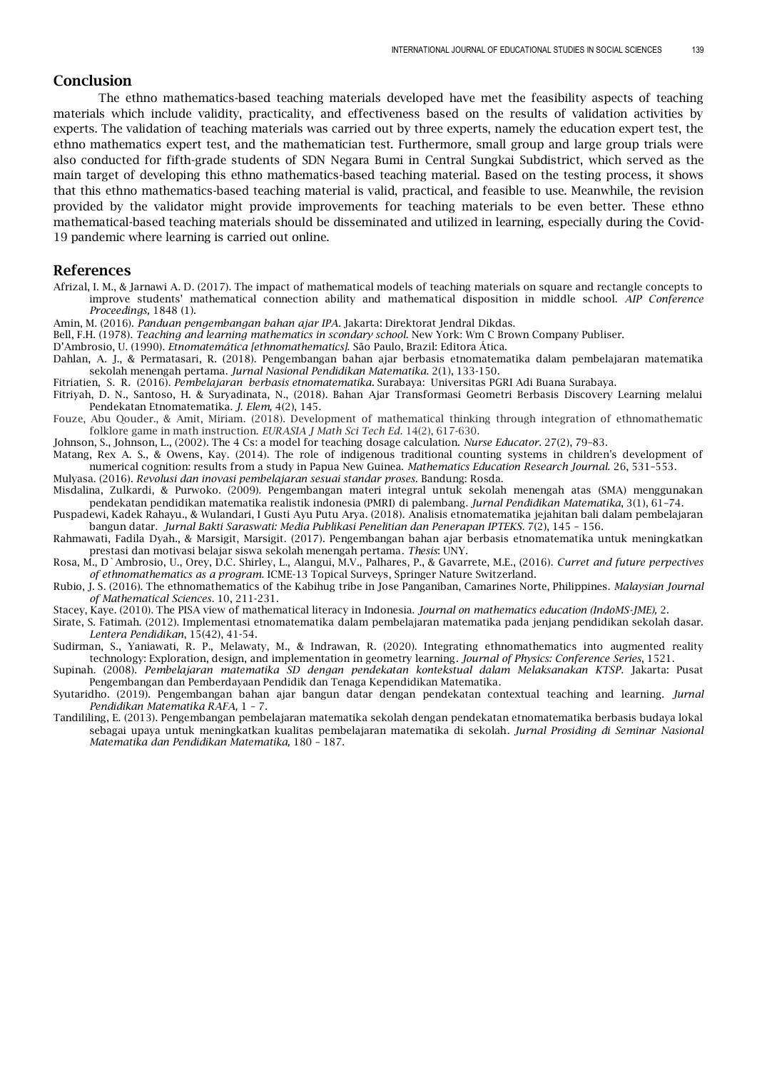## Conclusion

The ethno mathematics-based teaching materials developed have met the feasibility aspects of teaching materials which include validity, practicality, and effectiveness based on the results of validation activities by experts. The validation of teaching materials was carried out by three experts, namely the education expert test, the ethno mathematics expert test, and the mathematician test. Furthermore, small group and large group trials were also conducted for fifth-grade students of SDN Negara Bumi in Central Sungkai Subdistrict, which served as the main target of developing this ethno mathematics-based teaching material. Based on the testing process, it shows that this ethno mathematics-based teaching material is valid, practical, and feasible to use. Meanwhile, the revision provided by the validator might provide improvements for teaching materials to be even better. These ethno mathematical-based teaching materials should be disseminated and utilized in learning, especially during the Covid-19 pandemic where learning is carried out online.

## References

Afrizal, I. M., & Jarnawi A. D. (2017). The impact of mathematical models of teaching materials on square and rectangle concepts to improve students' mathematical connection ability and mathematical disposition in middle school. *AIP Conference Proceedings,* 1848 (1).

Amin, M. (2016). *Panduan pengembangan bahan ajar IPA*. Jakarta: Direktorat Jendral Dikdas.

Bell, F.H. (1978). *Teaching and learning mathematics in scondary school*. New York: Wm C Brown Company Publiser.

D'Ambrosio, U. (1990). *Etnomatemática [ethnomathematics]*. São Paulo, Brazil: Editora Ática.

Dahlan, A. J., & Permatasari, R. (2018). Pengembangan bahan ajar berbasis etnomatematika dalam pembelajaran matematika sekolah menengah pertama. *Jurnal Nasional Pendidikan Matematika*. 2(1), 133-150.

Fitriatien, S. R. (2016). *Pembelajaran berbasis etnomatematika*. Surabaya: Universitas PGRI Adi Buana Surabaya.

Fitriyah, D. N., Santoso, H. & Suryadinata, N., (2018). Bahan Ajar Transformasi Geometri Berbasis Discovery Learning melalui Pendekatan Etnomatematika. *J. Elem,* 4(2), 145.

Fouze, Abu Qouder., & Amit, Miriam. (2018). Development of mathematical thinking through integration of ethnomathematic folklore game in math instruction. *EURASIA J Math Sci Tech Ed*. 14(2), 617-630.

Johnson, S., Johnson, L., (2002). The 4 Cs: a model for teaching dosage calculation. *Nurse Educator*. 27(2), 79–83.

Matang, Rex A. S., & Owens, Kay. (2014). The role of indigenous traditional counting systems in children's development of numerical cognition: results from a study in Papua New Guinea. *Mathematics Education Research Journal*. 26, 531–553.

Mulyasa. (2016). *Revolusi dan inovasi pembelajaran sesuai standar proses*. Bandung: Rosda.

Misdalina, Zulkardi, & Purwoko. (2009). Pengembangan materi integral untuk sekolah menengah atas (SMA) menggunakan pendekatan pendidikan matematika realistik indonesia (PMRI) di palembang. *Jurnal Pendidikan Matematika*, 3(1), 61–74.

Puspadewi, Kadek Rahayu., & Wulandari, I Gusti Ayu Putu Arya. (2018). Analisis etnomatematika jejahitan bali dalam pembelajaran bangun datar. *Jurnal Bakti Saraswati: Media Publikasi Penelitian dan Penerapan IPTEKS*. 7(2), 145 – 156.

Rahmawati, Fadila Dyah., & Marsigit, Marsigit. (2017). Pengembangan bahan ajar berbasis etnomatematika untuk meningkatkan prestasi dan motivasi belajar siswa sekolah menengah pertama. *Thesis*: UNY.

Rosa, M., D`Ambrosio, U., Orey, D.C. Shirley, L., Alangui, M.V., Palhares, P., & Gavarrete, M.E., (2016). *Curret and future perpectives of ethnomathematics as a program*. ICME-13 Topical Surveys, Springer Nature Switzerland.

Rubio, J. S. (2016). The ethnomathematics of the Kabihug tribe in Jose Panganiban, Camarines Norte, Philippines. *Malaysian Journal of Mathematical Sciences*. 10, 211-231.

Stacey, Kaye. (2010). The PISA view of mathematical literacy in Indonesia. *Journal on mathematics education (IndoMS-JME),* 2.

Sirate, S. Fatimah. (2012). Implementasi etnomatematika dalam pembelajaran matematika pada jenjang pendidikan sekolah dasar. *Lentera Pendidikan*, 15(42), 41-54.

Sudirman, S., Yaniawati, R. P., Melawaty, M., & Indrawan, R. (2020). Integrating ethnomathematics into augmented reality technology: Exploration, design, and implementation in geometry learning. *Journal of Physics: Conference Series*, 1521.

Supinah. (2008). *Pembelajaran matematika SD dengan pendekatan kontekstual dalam Melaksanakan KTSP*. Jakarta: Pusat Pengembangan dan Pemberdayaan Pendidik dan Tenaga Kependidikan Matematika.

Syutaridho. (2019). Pengembangan bahan ajar bangun datar dengan pendekatan contextual teaching and learning. *Jurnal Pendidikan Matematika RAFA,* 1 – 7.

Tandililing, E. (2013). Pengembangan pembelajaran matematika sekolah dengan pendekatan etnomatematika berbasis budaya lokal sebagai upaya untuk meningkatkan kualitas pembelajaran matematika di sekolah. *Jurnal Prosiding di Seminar Nasional Matematika dan Pendidikan Matematika,* 180 – 187.